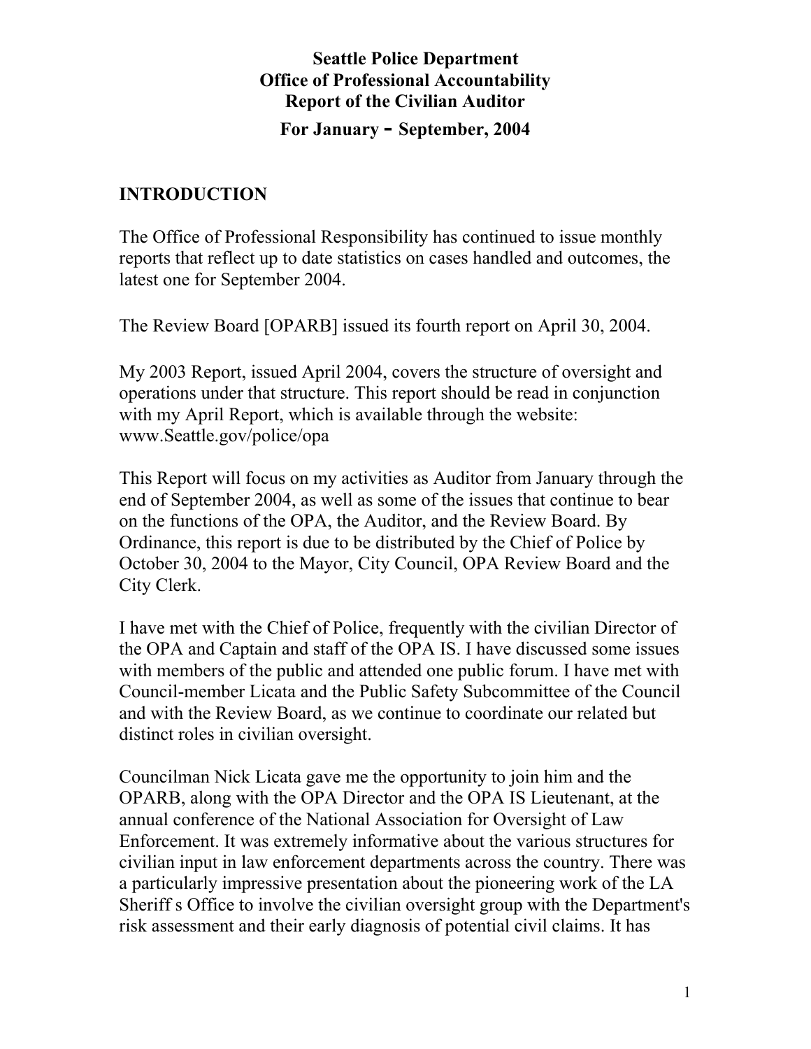**Seattle Police Department**
**Office of Professional Accountability**
**Report of the Civilian Auditor**
**For January - September, 2004**

## INTRODUCTION

The Office of Professional Responsibility has continued to issue monthly reports that reflect up to date statistics on cases handled and outcomes, the latest one for September 2004.

The Review Board [OPARB] issued its fourth report on April 30, 2004.

My 2003 Report, issued April 2004, covers the structure of oversight and operations under that structure. This report should be read in conjunction with my April Report, which is available through the website: www.Seattle.gov/police/opa

This Report will focus on my activities as Auditor from January through the end of September 2004, as well as some of the issues that continue to bear on the functions of the OPA, the Auditor, and the Review Board. By Ordinance, this report is due to be distributed by the Chief of Police by October 30, 2004 to the Mayor, City Council, OPA Review Board and the City Clerk.

I have met with the Chief of Police, frequently with the civilian Director of the OPA and Captain and staff of the OPA IS. I have discussed some issues with members of the public and attended one public forum. I have met with Council-member Licata and the Public Safety Subcommittee of the Council and with the Review Board, as we continue to coordinate our related but distinct roles in civilian oversight.

Councilman Nick Licata gave me the opportunity to join him and the OPARB, along with the OPA Director and the OPA IS Lieutenant, at the annual conference of the National Association for Oversight of Law Enforcement. It was extremely informative about the various structures for civilian input in law enforcement departments across the country. There was a particularly impressive presentation about the pioneering work of the LA Sheriff s Office to involve the civilian oversight group with the Department's risk assessment and their early diagnosis of potential civil claims. It has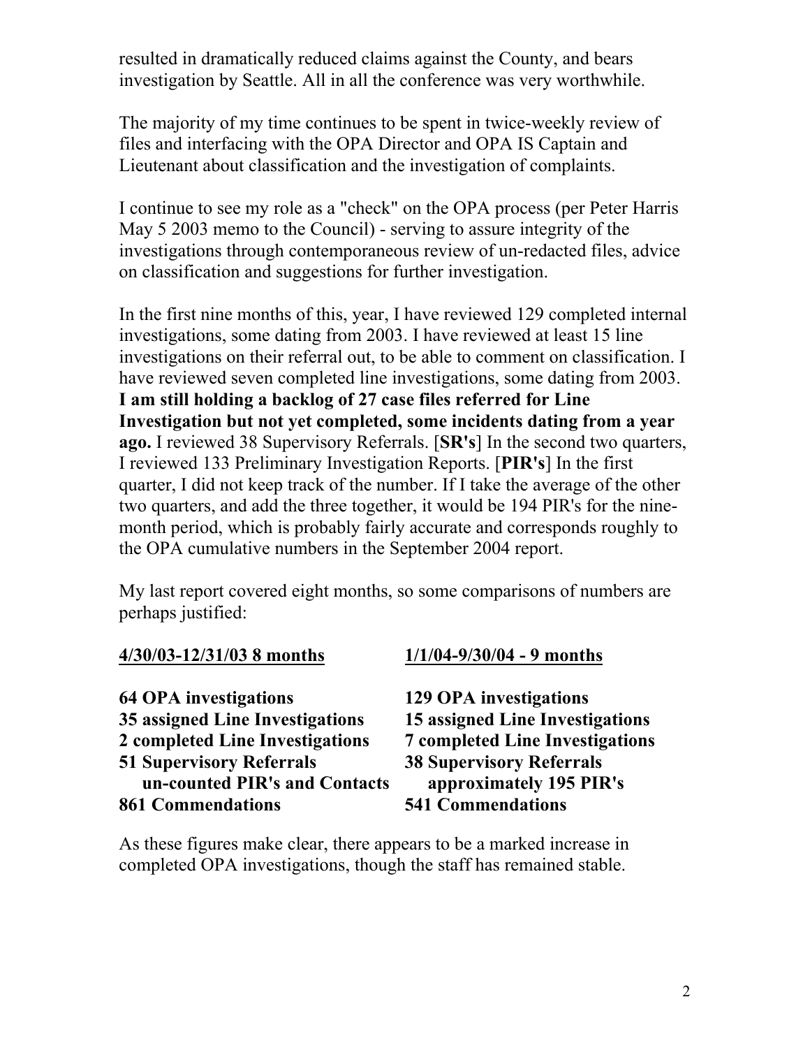resulted in dramatically reduced claims against the County, and bears investigation by Seattle. All in all the conference was very worthwhile.

The majority of my time continues to be spent in twice-weekly review of files and interfacing with the OPA Director and OPA IS Captain and Lieutenant about classification and the investigation of complaints.

I continue to see my role as a "check" on the OPA process (per Peter Harris May 5 2003 memo to the Council) - serving to assure integrity of the investigations through contemporaneous review of un-redacted files, advice on classification and suggestions for further investigation.

In the first nine months of this, year, I have reviewed 129 completed internal investigations, some dating from 2003. I have reviewed at least 15 line investigations on their referral out, to be able to comment on classification. I have reviewed seven completed line investigations, some dating from 2003. **I am still holding a backlog of 27 case files referred for Line Investigation but not yet completed, some incidents dating from a year ago.** I reviewed 38 Supervisory Referrals. [**SR's**] In the second two quarters, I reviewed 133 Preliminary Investigation Reports. [**PIR's**] In the first quarter, I did not keep track of the number. If I take the average of the other two quarters, and add the three together, it would be 194 PIR's for the nine-month period, which is probably fairly accurate and corresponds roughly to the OPA cumulative numbers in the September 2004 report.

My last report covered eight months, so some comparisons of numbers are perhaps justified:

| **4/30/03-12/31/03 8 months** | **1/1/04-9/30/04 - 9 months** |
|---|---|
| **64 OPA investigations** | **129 OPA investigations** |
| **35 assigned Line Investigations** | **15 assigned Line Investigations** |
| **2 completed Line Investigations** | **7 completed Line Investigations** |
| **51 Supervisory Referrals** | **38 Supervisory Referrals** |
| **un-counted PIR's and Contacts** | **approximately 195 PIR's** |
| **861 Commendations** | **541 Commendations** |

As these figures make clear, there appears to be a marked increase in completed OPA investigations, though the staff has remained stable.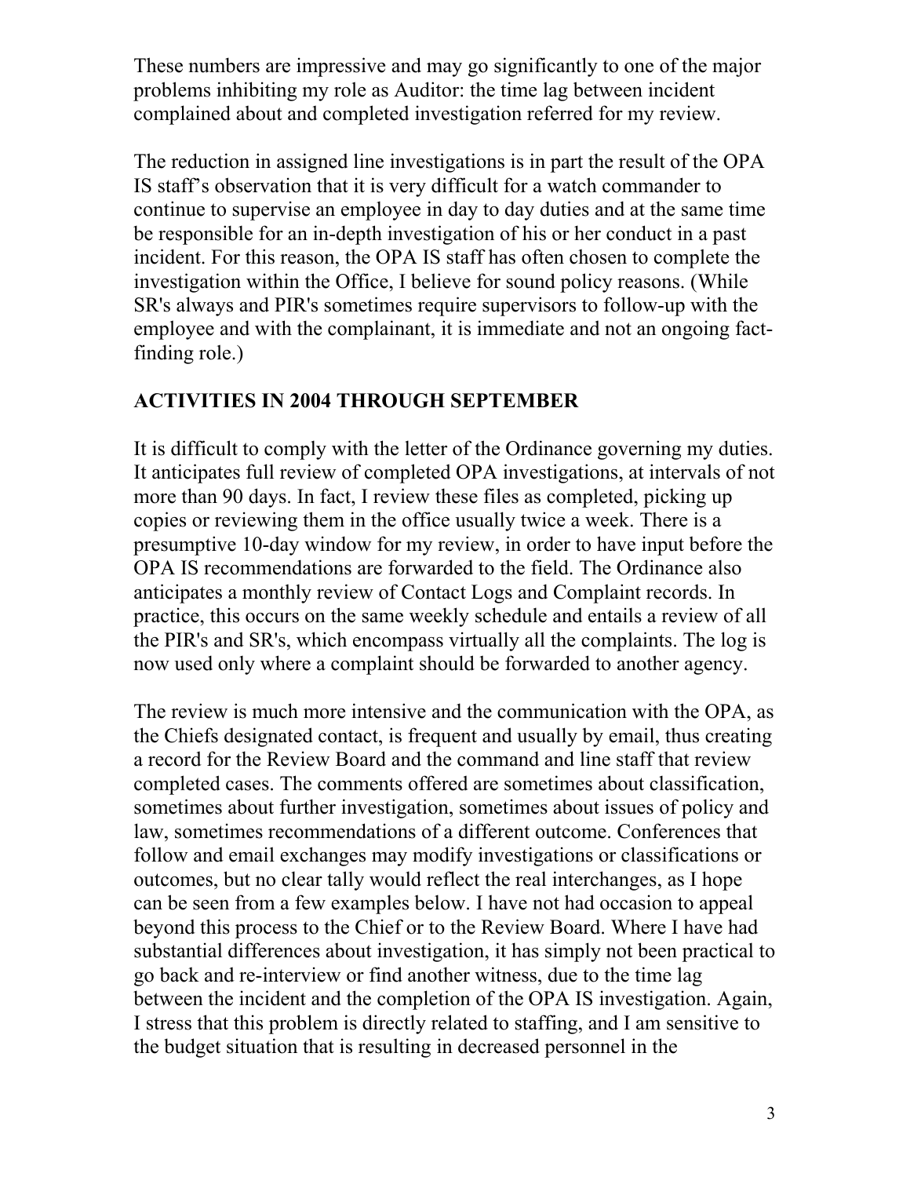These numbers are impressive and may go significantly to one of the major problems inhibiting my role as Auditor: the time lag between incident complained about and completed investigation referred for my review.

The reduction in assigned line investigations is in part the result of the OPA IS staff's observation that it is very difficult for a watch commander to continue to supervise an employee in day to day duties and at the same time be responsible for an in-depth investigation of his or her conduct in a past incident. For this reason, the OPA IS staff has often chosen to complete the investigation within the Office, I believe for sound policy reasons. (While SR's always and PIR's sometimes require supervisors to follow-up with the employee and with the complainant, it is immediate and not an ongoing fact-finding role.)

## ACTIVITIES IN 2004 THROUGH SEPTEMBER

It is difficult to comply with the letter of the Ordinance governing my duties. It anticipates full review of completed OPA investigations, at intervals of not more than 90 days. In fact, I review these files as completed, picking up copies or reviewing them in the office usually twice a week. There is a presumptive 10-day window for my review, in order to have input before the OPA IS recommendations are forwarded to the field. The Ordinance also anticipates a monthly review of Contact Logs and Complaint records. In practice, this occurs on the same weekly schedule and entails a review of all the PIR's and SR's, which encompass virtually all the complaints. The log is now used only where a complaint should be forwarded to another agency.

The review is much more intensive and the communication with the OPA, as the Chiefs designated contact, is frequent and usually by email, thus creating a record for the Review Board and the command and line staff that review completed cases. The comments offered are sometimes about classification, sometimes about further investigation, sometimes about issues of policy and law, sometimes recommendations of a different outcome. Conferences that follow and email exchanges may modify investigations or classifications or outcomes, but no clear tally would reflect the real interchanges, as I hope can be seen from a few examples below. I have not had occasion to appeal beyond this process to the Chief or to the Review Board. Where I have had substantial differences about investigation, it has simply not been practical to go back and re-interview or find another witness, due to the time lag between the incident and the completion of the OPA IS investigation. Again, I stress that this problem is directly related to staffing, and I am sensitive to the budget situation that is resulting in decreased personnel in the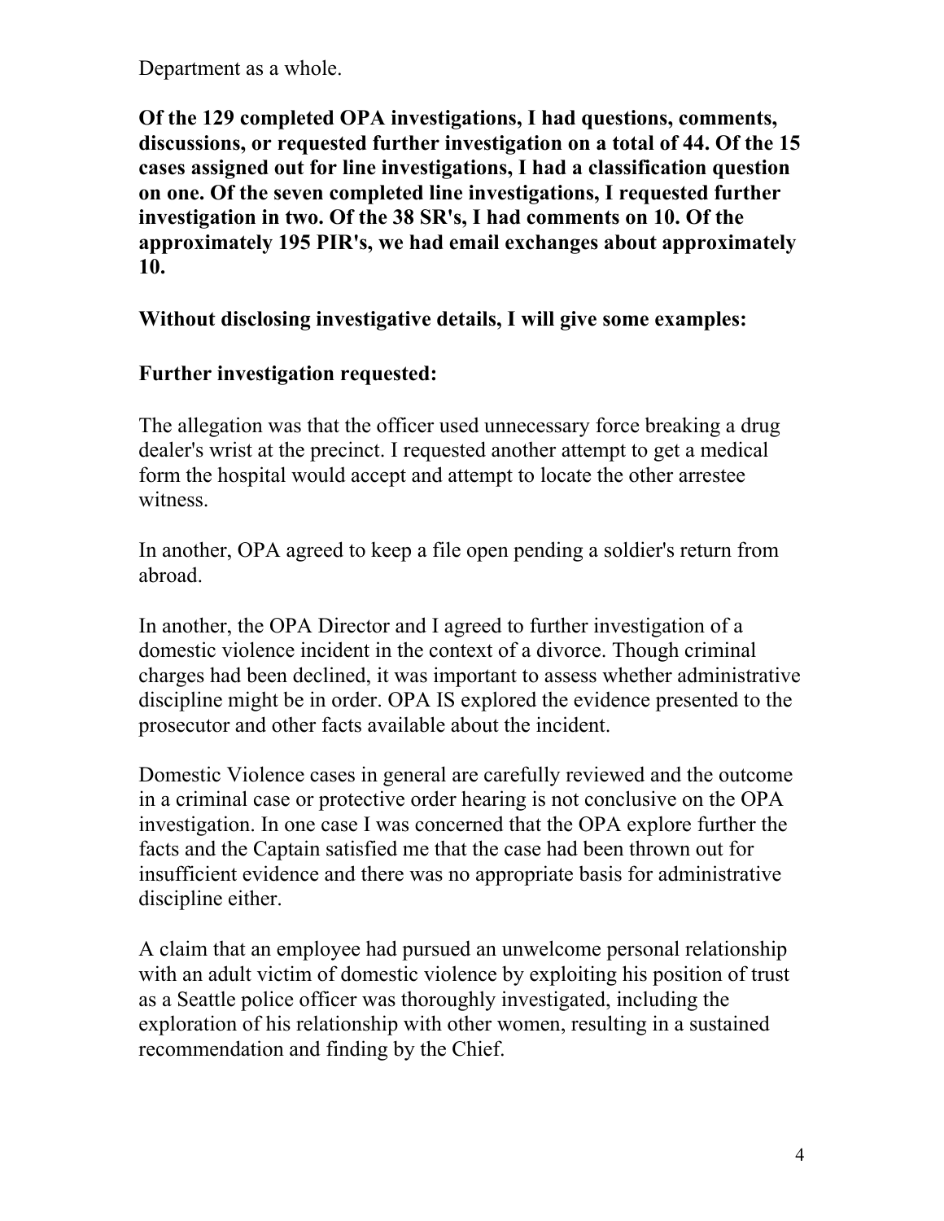Department as a whole.

**Of the 129 completed OPA investigations, I had questions, comments, discussions, or requested further investigation on a total of 44. Of the 15 cases assigned out for line investigations, I had a classification question on one. Of the seven completed line investigations, I requested further investigation in two. Of the 38 SR's, I had comments on 10. Of the approximately 195 PIR's, we had email exchanges about approximately 10.**

**Without disclosing investigative details, I will give some examples:**

**Further investigation requested:**

The allegation was that the officer used unnecessary force breaking a drug dealer's wrist at the precinct. I requested another attempt to get a medical form the hospital would accept and attempt to locate the other arrestee witness.

In another, OPA agreed to keep a file open pending a soldier's return from abroad.

In another, the OPA Director and I agreed to further investigation of a domestic violence incident in the context of a divorce. Though criminal charges had been declined, it was important to assess whether administrative discipline might be in order. OPA IS explored the evidence presented to the prosecutor and other facts available about the incident.

Domestic Violence cases in general are carefully reviewed and the outcome in a criminal case or protective order hearing is not conclusive on the OPA investigation. In one case I was concerned that the OPA explore further the facts and the Captain satisfied me that the case had been thrown out for insufficient evidence and there was no appropriate basis for administrative discipline either.

A claim that an employee had pursued an unwelcome personal relationship with an adult victim of domestic violence by exploiting his position of trust as a Seattle police officer was thoroughly investigated, including the exploration of his relationship with other women, resulting in a sustained recommendation and finding by the Chief.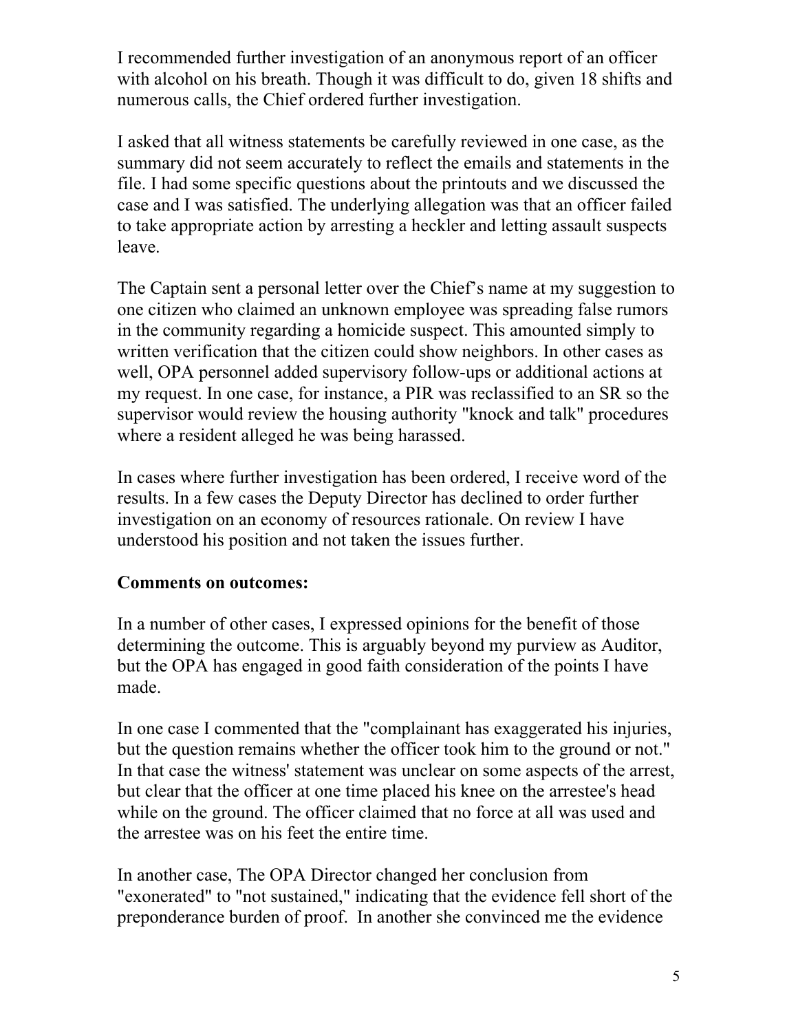I recommended further investigation of an anonymous report of an officer with alcohol on his breath. Though it was difficult to do, given 18 shifts and numerous calls, the Chief ordered further investigation.

I asked that all witness statements be carefully reviewed in one case, as the summary did not seem accurately to reflect the emails and statements in the file. I had some specific questions about the printouts and we discussed the case and I was satisfied. The underlying allegation was that an officer failed to take appropriate action by arresting a heckler and letting assault suspects leave.

The Captain sent a personal letter over the Chief's name at my suggestion to one citizen who claimed an unknown employee was spreading false rumors in the community regarding a homicide suspect. This amounted simply to written verification that the citizen could show neighbors. In other cases as well, OPA personnel added supervisory follow-ups or additional actions at my request. In one case, for instance, a PIR was reclassified to an SR so the supervisor would review the housing authority "knock and talk" procedures where a resident alleged he was being harassed.

In cases where further investigation has been ordered, I receive word of the results. In a few cases the Deputy Director has declined to order further investigation on an economy of resources rationale. On review I have understood his position and not taken the issues further.

**Comments on outcomes:**

In a number of other cases, I expressed opinions for the benefit of those determining the outcome. This is arguably beyond my purview as Auditor, but the OPA has engaged in good faith consideration of the points I have made.

In one case I commented that the "complainant has exaggerated his injuries, but the question remains whether the officer took him to the ground or not." In that case the witness' statement was unclear on some aspects of the arrest, but clear that the officer at one time placed his knee on the arrestee's head while on the ground. The officer claimed that no force at all was used and the arrestee was on his feet the entire time.

In another case, The OPA Director changed her conclusion from "exonerated" to "not sustained," indicating that the evidence fell short of the preponderance burden of proof. In another she convinced me the evidence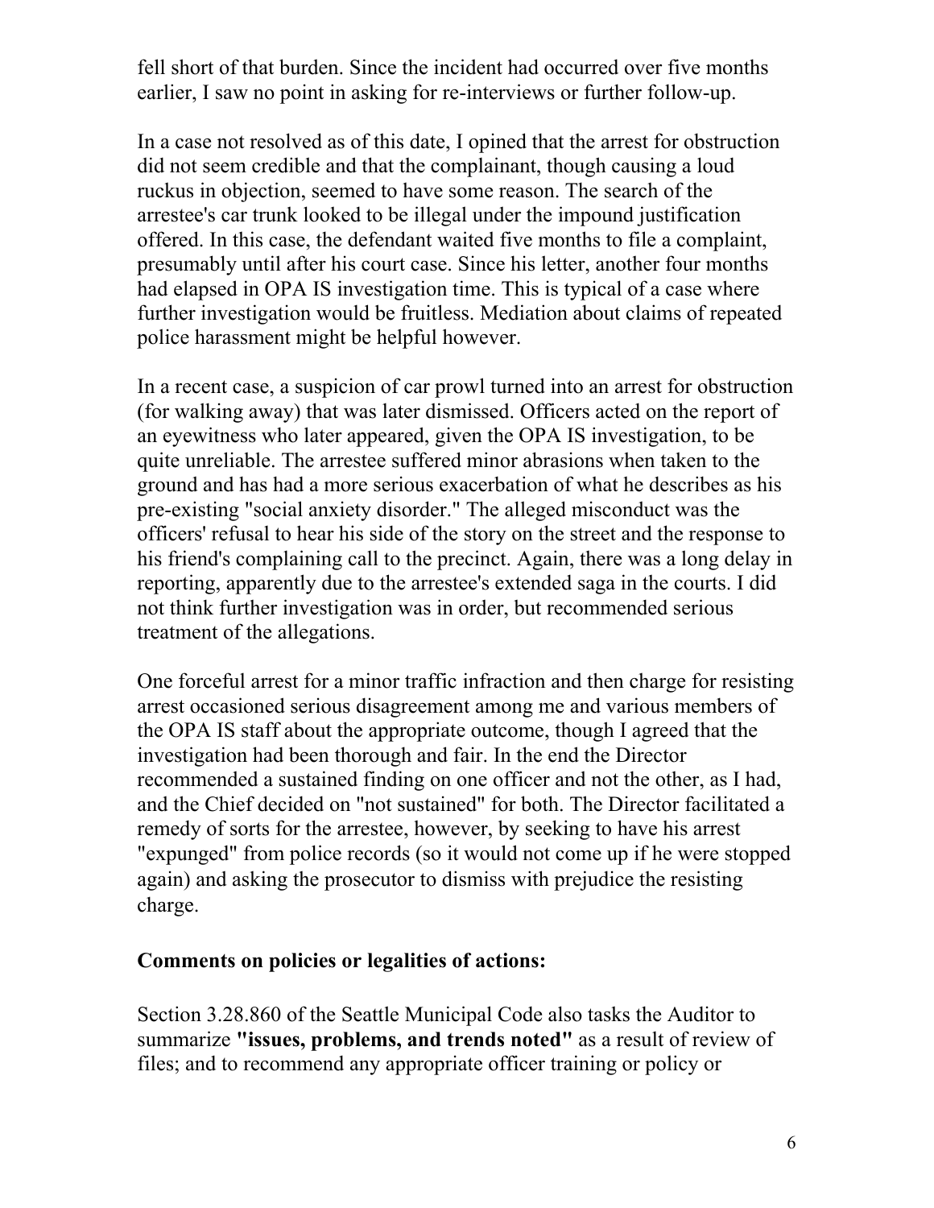fell short of that burden. Since the incident had occurred over five months earlier, I saw no point in asking for re-interviews or further follow-up.

In a case not resolved as of this date, I opined that the arrest for obstruction did not seem credible and that the complainant, though causing a loud ruckus in objection, seemed to have some reason. The search of the arrestee's car trunk looked to be illegal under the impound justification offered. In this case, the defendant waited five months to file a complaint, presumably until after his court case. Since his letter, another four months had elapsed in OPA IS investigation time. This is typical of a case where further investigation would be fruitless. Mediation about claims of repeated police harassment might be helpful however.

In a recent case, a suspicion of car prowl turned into an arrest for obstruction (for walking away) that was later dismissed. Officers acted on the report of an eyewitness who later appeared, given the OPA IS investigation, to be quite unreliable. The arrestee suffered minor abrasions when taken to the ground and has had a more serious exacerbation of what he describes as his pre-existing "social anxiety disorder." The alleged misconduct was the officers' refusal to hear his side of the story on the street and the response to his friend's complaining call to the precinct. Again, there was a long delay in reporting, apparently due to the arrestee's extended saga in the courts. I did not think further investigation was in order, but recommended serious treatment of the allegations.

One forceful arrest for a minor traffic infraction and then charge for resisting arrest occasioned serious disagreement among me and various members of the OPA IS staff about the appropriate outcome, though I agreed that the investigation had been thorough and fair. In the end the Director recommended a sustained finding on one officer and not the other, as I had, and the Chief decided on "not sustained" for both. The Director facilitated a remedy of sorts for the arrestee, however, by seeking to have his arrest "expunged" from police records (so it would not come up if he were stopped again) and asking the prosecutor to dismiss with prejudice the resisting charge.

**Comments on policies or legalities of actions:**

Section 3.28.860 of the Seattle Municipal Code also tasks the Auditor to summarize **"issues, problems, and trends noted"** as a result of review of files; and to recommend any appropriate officer training or policy or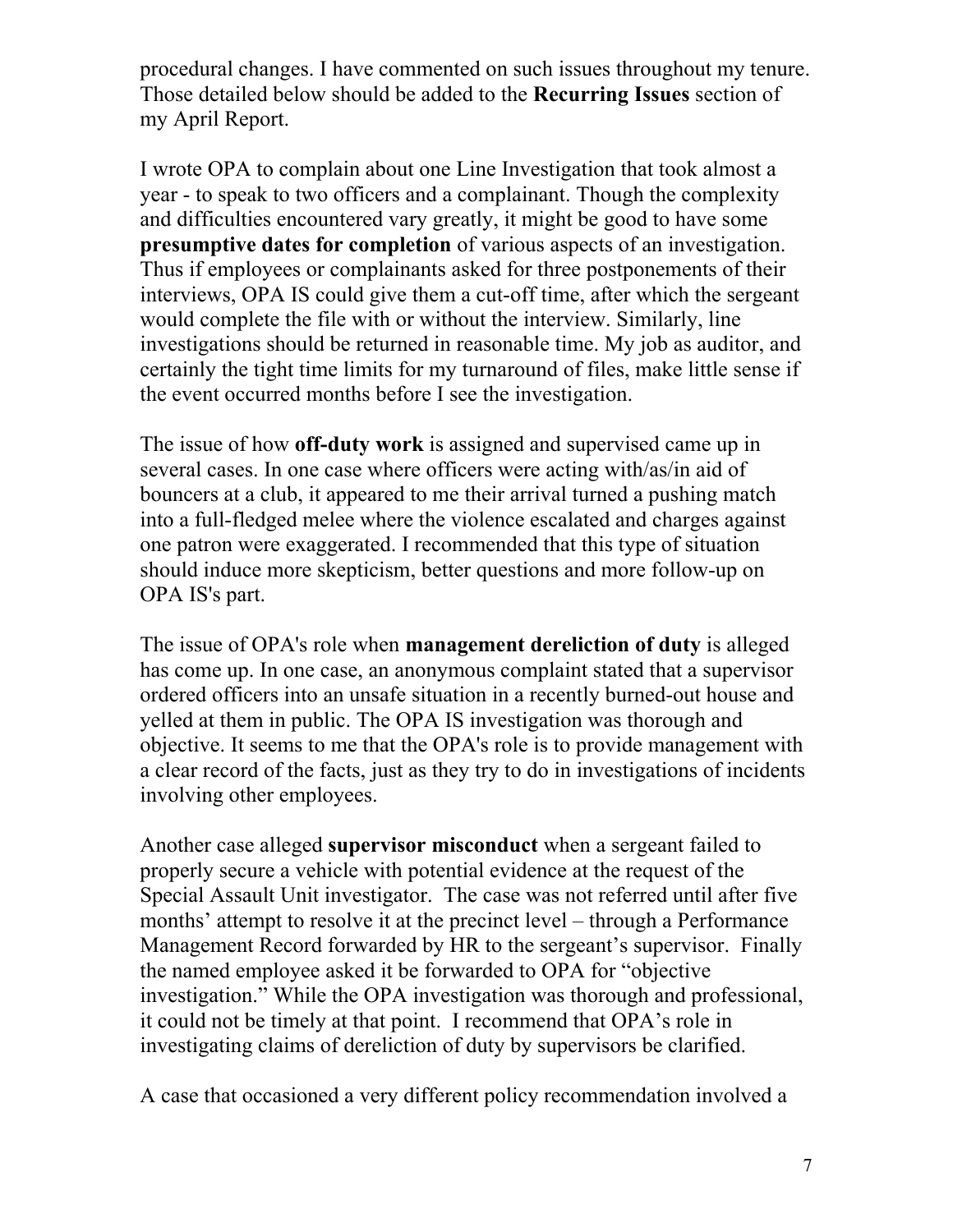procedural changes. I have commented on such issues throughout my tenure. Those detailed below should be added to the **Recurring Issues** section of my April Report.

I wrote OPA to complain about one Line Investigation that took almost a year - to speak to two officers and a complainant. Though the complexity and difficulties encountered vary greatly, it might be good to have some **presumptive dates for completion** of various aspects of an investigation. Thus if employees or complainants asked for three postponements of their interviews, OPA IS could give them a cut-off time, after which the sergeant would complete the file with or without the interview. Similarly, line investigations should be returned in reasonable time. My job as auditor, and certainly the tight time limits for my turnaround of files, make little sense if the event occurred months before I see the investigation.

The issue of how **off-duty work** is assigned and supervised came up in several cases. In one case where officers were acting with/as/in aid of bouncers at a club, it appeared to me their arrival turned a pushing match into a full-fledged melee where the violence escalated and charges against one patron were exaggerated. I recommended that this type of situation should induce more skepticism, better questions and more follow-up on OPA IS's part.

The issue of OPA's role when **management dereliction of duty** is alleged has come up. In one case, an anonymous complaint stated that a supervisor ordered officers into an unsafe situation in a recently burned-out house and yelled at them in public. The OPA IS investigation was thorough and objective. It seems to me that the OPA's role is to provide management with a clear record of the facts, just as they try to do in investigations of incidents involving other employees.

Another case alleged **supervisor misconduct** when a sergeant failed to properly secure a vehicle with potential evidence at the request of the Special Assault Unit investigator. The case was not referred until after five months' attempt to resolve it at the precinct level – through a Performance Management Record forwarded by HR to the sergeant's supervisor. Finally the named employee asked it be forwarded to OPA for "objective investigation." While the OPA investigation was thorough and professional, it could not be timely at that point. I recommend that OPA's role in investigating claims of dereliction of duty by supervisors be clarified.

A case that occasioned a very different policy recommendation involved a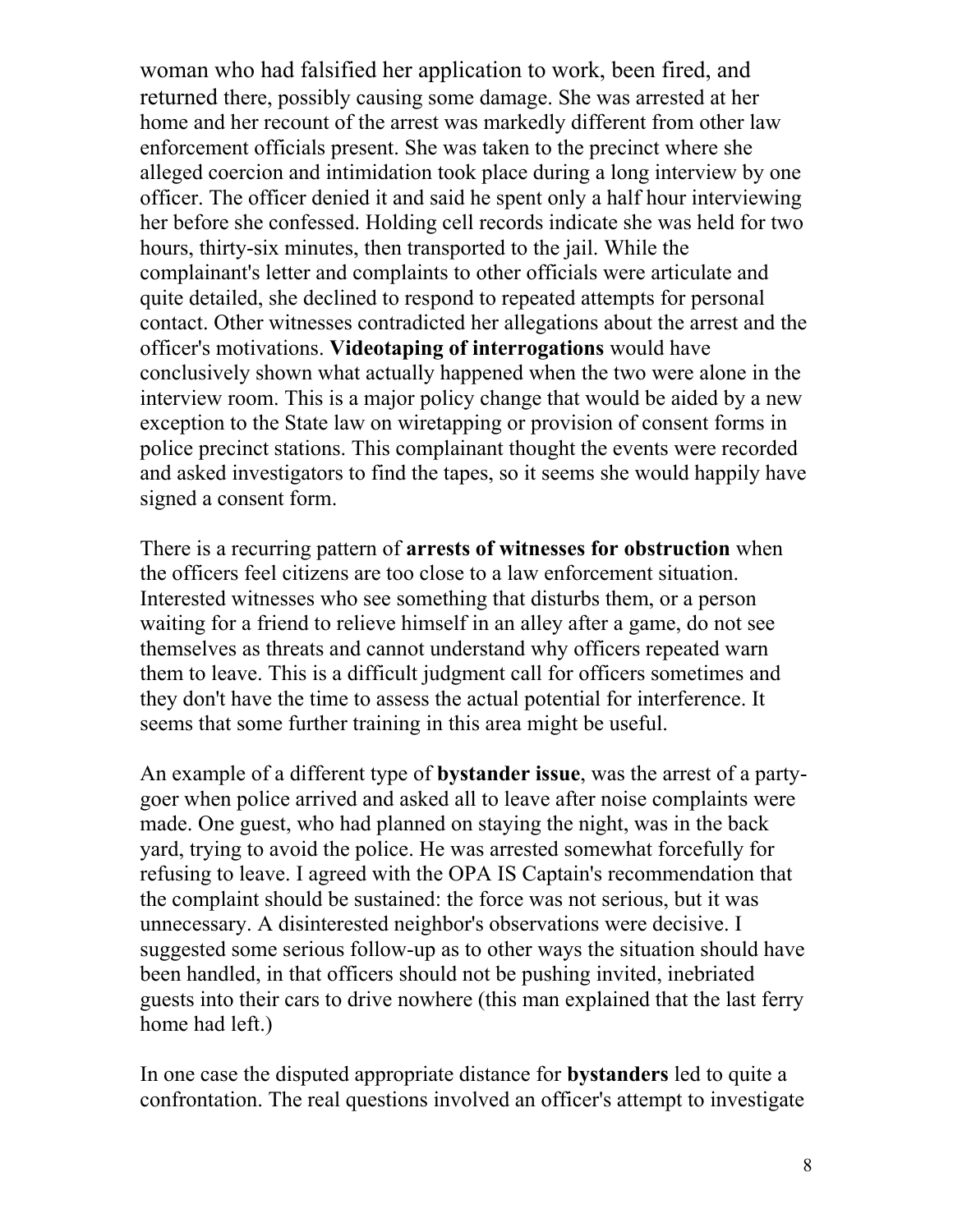woman who had falsified her application to work, been fired, and returned there, possibly causing some damage. She was arrested at her home and her recount of the arrest was markedly different from other law enforcement officials present. She was taken to the precinct where she alleged coercion and intimidation took place during a long interview by one officer. The officer denied it and said he spent only a half hour interviewing her before she confessed. Holding cell records indicate she was held for two hours, thirty-six minutes, then transported to the jail. While the complainant's letter and complaints to other officials were articulate and quite detailed, she declined to respond to repeated attempts for personal contact. Other witnesses contradicted her allegations about the arrest and the officer's motivations. **Videotaping of interrogations** would have conclusively shown what actually happened when the two were alone in the interview room. This is a major policy change that would be aided by a new exception to the State law on wiretapping or provision of consent forms in police precinct stations. This complainant thought the events were recorded and asked investigators to find the tapes, so it seems she would happily have signed a consent form.

There is a recurring pattern of **arrests of witnesses for obstruction** when the officers feel citizens are too close to a law enforcement situation. Interested witnesses who see something that disturbs them, or a person waiting for a friend to relieve himself in an alley after a game, do not see themselves as threats and cannot understand why officers repeated warn them to leave. This is a difficult judgment call for officers sometimes and they don't have the time to assess the actual potential for interference. It seems that some further training in this area might be useful.

An example of a different type of **bystander issue**, was the arrest of a party-goer when police arrived and asked all to leave after noise complaints were made. One guest, who had planned on staying the night, was in the back yard, trying to avoid the police. He was arrested somewhat forcefully for refusing to leave. I agreed with the OPA IS Captain's recommendation that the complaint should be sustained: the force was not serious, but it was unnecessary. A disinterested neighbor's observations were decisive. I suggested some serious follow-up as to other ways the situation should have been handled, in that officers should not be pushing invited, inebriated guests into their cars to drive nowhere (this man explained that the last ferry home had left.)

In one case the disputed appropriate distance for **bystanders** led to quite a confrontation. The real questions involved an officer's attempt to investigate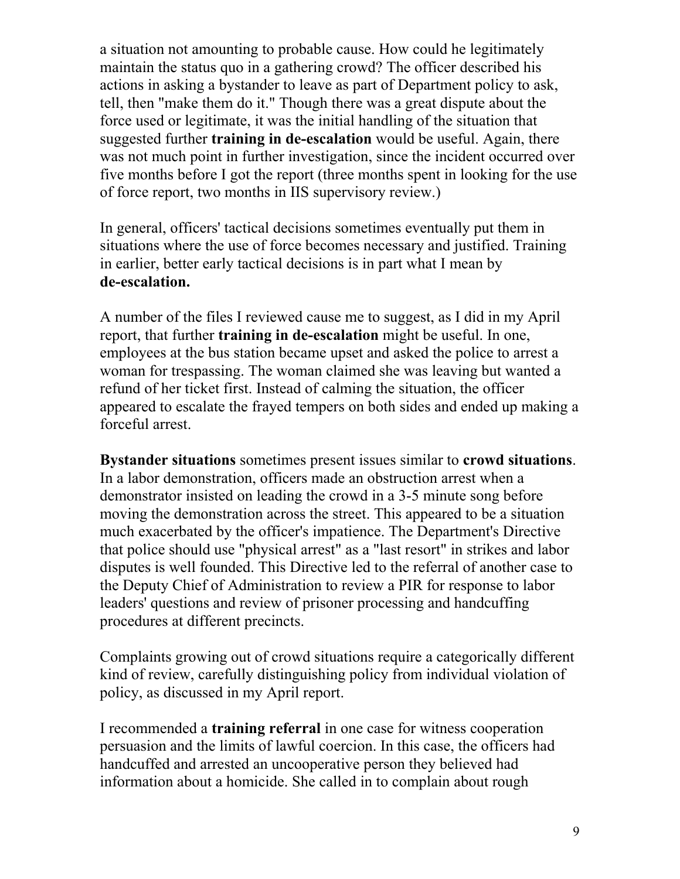a situation not amounting to probable cause. How could he legitimately maintain the status quo in a gathering crowd? The officer described his actions in asking a bystander to leave as part of Department policy to ask, tell, then "make them do it." Though there was a great dispute about the force used or legitimate, it was the initial handling of the situation that suggested further **training in de-escalation** would be useful. Again, there was not much point in further investigation, since the incident occurred over five months before I got the report (three months spent in looking for the use of force report, two months in IIS supervisory review.)

In general, officers' tactical decisions sometimes eventually put them in situations where the use of force becomes necessary and justified. Training in earlier, better early tactical decisions is in part what I mean by **de-escalation.**

A number of the files I reviewed cause me to suggest, as I did in my April report, that further **training in de-escalation** might be useful. In one, employees at the bus station became upset and asked the police to arrest a woman for trespassing. The woman claimed she was leaving but wanted a refund of her ticket first. Instead of calming the situation, the officer appeared to escalate the frayed tempers on both sides and ended up making a forceful arrest.

**Bystander situations** sometimes present issues similar to **crowd situations**. In a labor demonstration, officers made an obstruction arrest when a demonstrator insisted on leading the crowd in a 3-5 minute song before moving the demonstration across the street. This appeared to be a situation much exacerbated by the officer's impatience. The Department's Directive that police should use "physical arrest" as a "last resort" in strikes and labor disputes is well founded. This Directive led to the referral of another case to the Deputy Chief of Administration to review a PIR for response to labor leaders' questions and review of prisoner processing and handcuffing procedures at different precincts.

Complaints growing out of crowd situations require a categorically different kind of review, carefully distinguishing policy from individual violation of policy, as discussed in my April report.

I recommended a **training referral** in one case for witness cooperation persuasion and the limits of lawful coercion. In this case, the officers had handcuffed and arrested an uncooperative person they believed had information about a homicide. She called in to complain about rough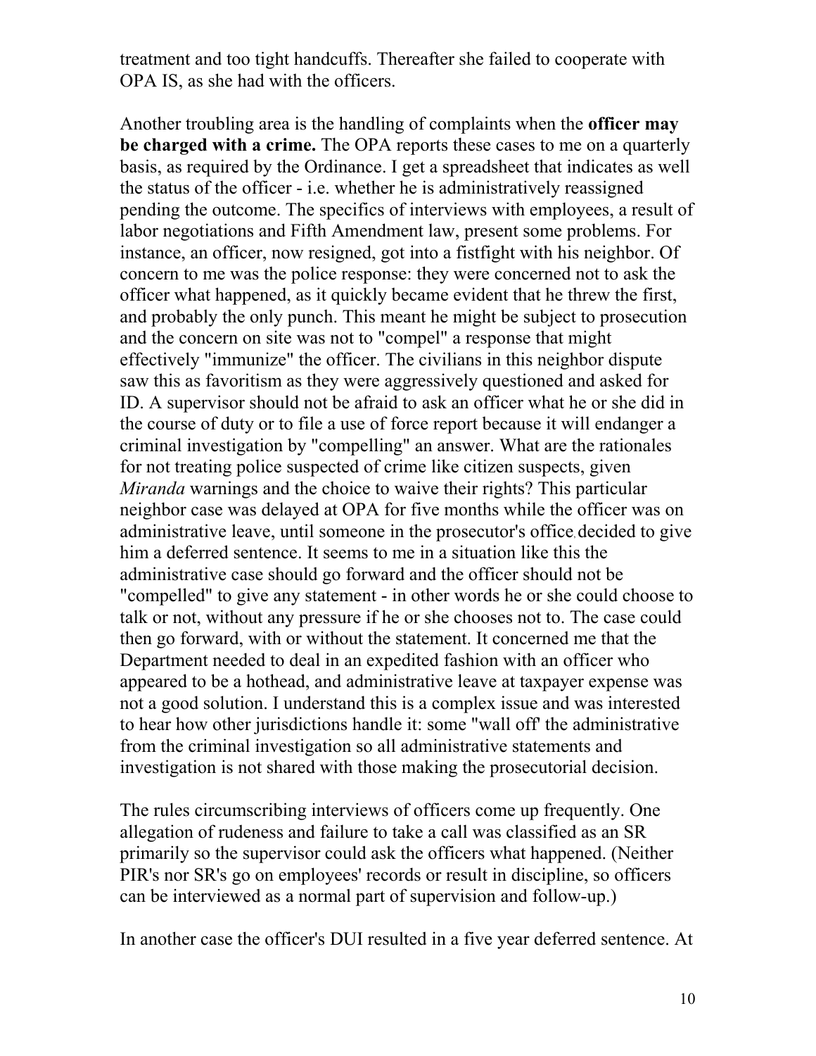treatment and too tight handcuffs. Thereafter she failed to cooperate with OPA IS, as she had with the officers.

Another troubling area is the handling of complaints when the **officer may be charged with a crime.** The OPA reports these cases to me on a quarterly basis, as required by the Ordinance. I get a spreadsheet that indicates as well the status of the officer - i.e. whether he is administratively reassigned pending the outcome. The specifics of interviews with employees, a result of labor negotiations and Fifth Amendment law, present some problems. For instance, an officer, now resigned, got into a fistfight with his neighbor. Of concern to me was the police response: they were concerned not to ask the officer what happened, as it quickly became evident that he threw the first, and probably the only punch. This meant he might be subject to prosecution and the concern on site was not to "compel" a response that might effectively "immunize" the officer. The civilians in this neighbor dispute saw this as favoritism as they were aggressively questioned and asked for ID. A supervisor should not be afraid to ask an officer what he or she did in the course of duty or to file a use of force report because it will endanger a criminal investigation by "compelling" an answer. What are the rationales for not treating police suspected of crime like citizen suspects, given *Miranda* warnings and the choice to waive their rights? This particular neighbor case was delayed at OPA for five months while the officer was on administrative leave, until someone in the prosecutor's office decided to give him a deferred sentence. It seems to me in a situation like this the administrative case should go forward and the officer should not be "compelled" to give any statement - in other words he or she could choose to talk or not, without any pressure if he or she chooses not to. The case could then go forward, with or without the statement. It concerned me that the Department needed to deal in an expedited fashion with an officer who appeared to be a hothead, and administrative leave at taxpayer expense was not a good solution. I understand this is a complex issue and was interested to hear how other jurisdictions handle it: some "wall off' the administrative from the criminal investigation so all administrative statements and investigation is not shared with those making the prosecutorial decision.

The rules circumscribing interviews of officers come up frequently. One allegation of rudeness and failure to take a call was classified as an SR primarily so the supervisor could ask the officers what happened. (Neither PIR's nor SR's go on employees' records or result in discipline, so officers can be interviewed as a normal part of supervision and follow-up.)

In another case the officer's DUI resulted in a five year deferred sentence. At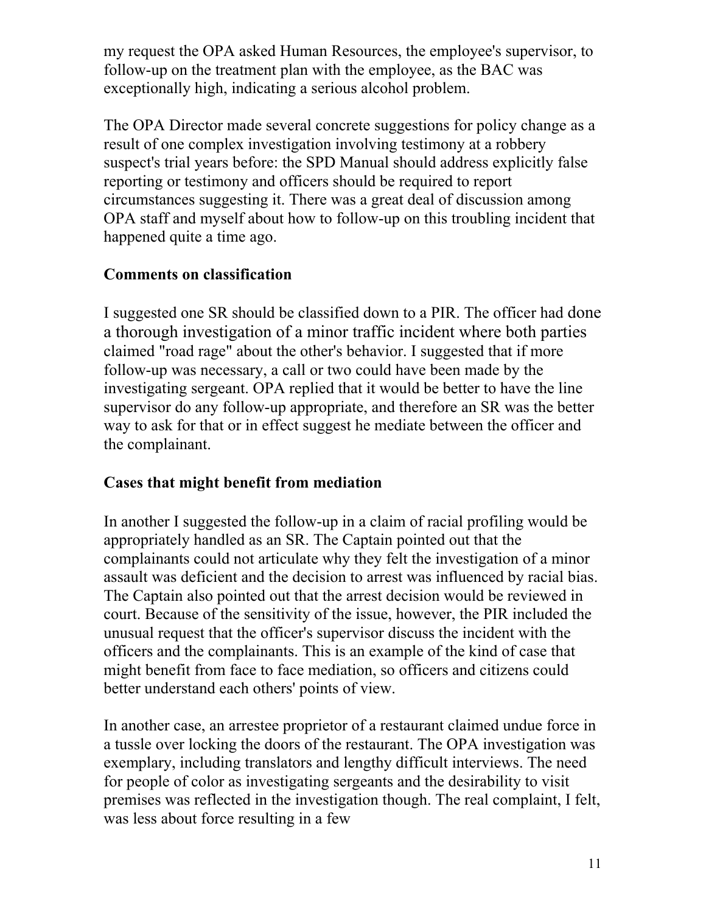my request the OPA asked Human Resources, the employee's supervisor, to follow-up on the treatment plan with the employee, as the BAC was exceptionally high, indicating a serious alcohol problem.

The OPA Director made several concrete suggestions for policy change as a result of one complex investigation involving testimony at a robbery suspect's trial years before: the SPD Manual should address explicitly false reporting or testimony and officers should be required to report circumstances suggesting it. There was a great deal of discussion among OPA staff and myself about how to follow-up on this troubling incident that happened quite a time ago.

**Comments on classification**

I suggested one SR should be classified down to a PIR. The officer had done a thorough investigation of a minor traffic incident where both parties claimed "road rage" about the other's behavior. I suggested that if more follow-up was necessary, a call or two could have been made by the investigating sergeant. OPA replied that it would be better to have the line supervisor do any follow-up appropriate, and therefore an SR was the better way to ask for that or in effect suggest he mediate between the officer and the complainant.

**Cases that might benefit from mediation**

In another I suggested the follow-up in a claim of racial profiling would be appropriately handled as an SR. The Captain pointed out that the complainants could not articulate why they felt the investigation of a minor assault was deficient and the decision to arrest was influenced by racial bias. The Captain also pointed out that the arrest decision would be reviewed in court. Because of the sensitivity of the issue, however, the PIR included the unusual request that the officer's supervisor discuss the incident with the officers and the complainants. This is an example of the kind of case that might benefit from face to face mediation, so officers and citizens could better understand each others' points of view.

In another case, an arrestee proprietor of a restaurant claimed undue force in a tussle over locking the doors of the restaurant. The OPA investigation was exemplary, including translators and lengthy difficult interviews. The need for people of color as investigating sergeants and the desirability to visit premises was reflected in the investigation though. The real complaint, I felt, was less about force resulting in a few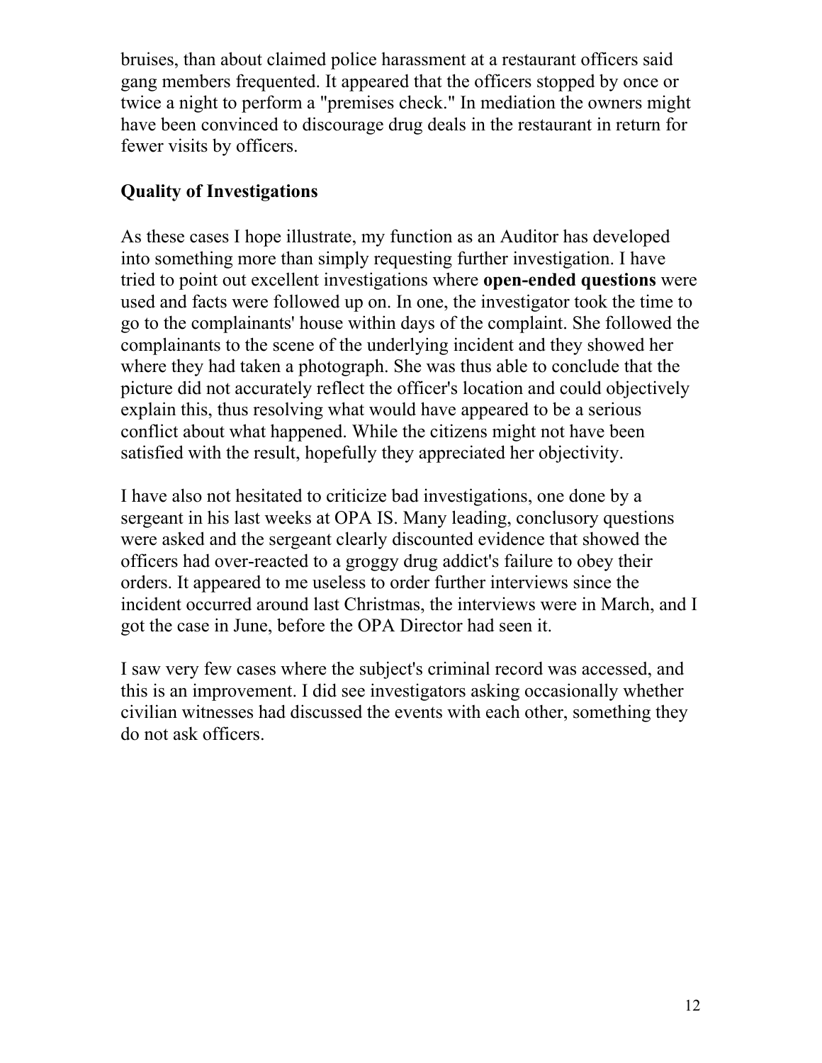bruises, than about claimed police harassment at a restaurant officers said gang members frequented. It appeared that the officers stopped by once or twice a night to perform a "premises check." In mediation the owners might have been convinced to discourage drug deals in the restaurant in return for fewer visits by officers.

## Quality of Investigations

As these cases I hope illustrate, my function as an Auditor has developed into something more than simply requesting further investigation. I have tried to point out excellent investigations where **open-ended questions** were used and facts were followed up on. In one, the investigator took the time to go to the complainants' house within days of the complaint. She followed the complainants to the scene of the underlying incident and they showed her where they had taken a photograph. She was thus able to conclude that the picture did not accurately reflect the officer's location and could objectively explain this, thus resolving what would have appeared to be a serious conflict about what happened. While the citizens might not have been satisfied with the result, hopefully they appreciated her objectivity.

I have also not hesitated to criticize bad investigations, one done by a sergeant in his last weeks at OPA IS. Many leading, conclusory questions were asked and the sergeant clearly discounted evidence that showed the officers had over-reacted to a groggy drug addict's failure to obey their orders. It appeared to me useless to order further interviews since the incident occurred around last Christmas, the interviews were in March, and I got the case in June, before the OPA Director had seen it.

I saw very few cases where the subject's criminal record was accessed, and this is an improvement. I did see investigators asking occasionally whether civilian witnesses had discussed the events with each other, something they do not ask officers.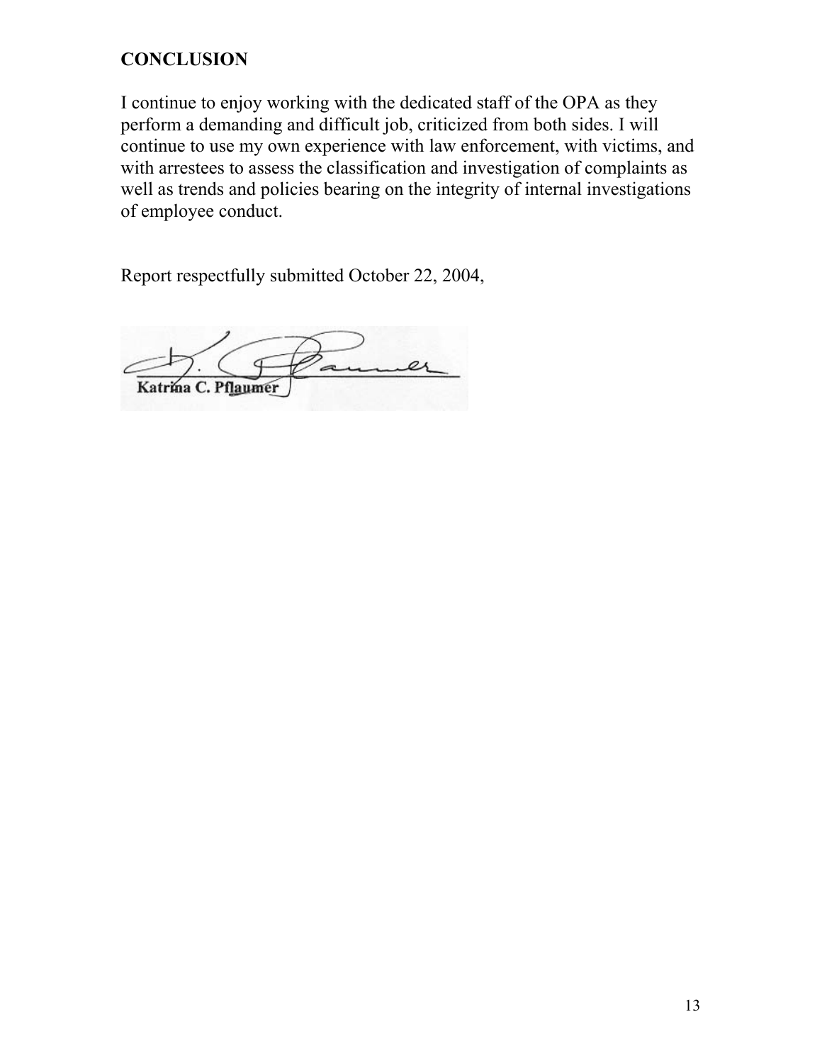## CONCLUSION

I continue to enjoy working with the dedicated staff of the OPA as they perform a demanding and difficult job, criticized from both sides. I will continue to use my own experience with law enforcement, with victims, and with arrestees to assess the classification and investigation of complaints as well as trends and policies bearing on the integrity of internal investigations of employee conduct.

Report respectfully submitted October 22, 2004,

Katrina C. Pflaumer